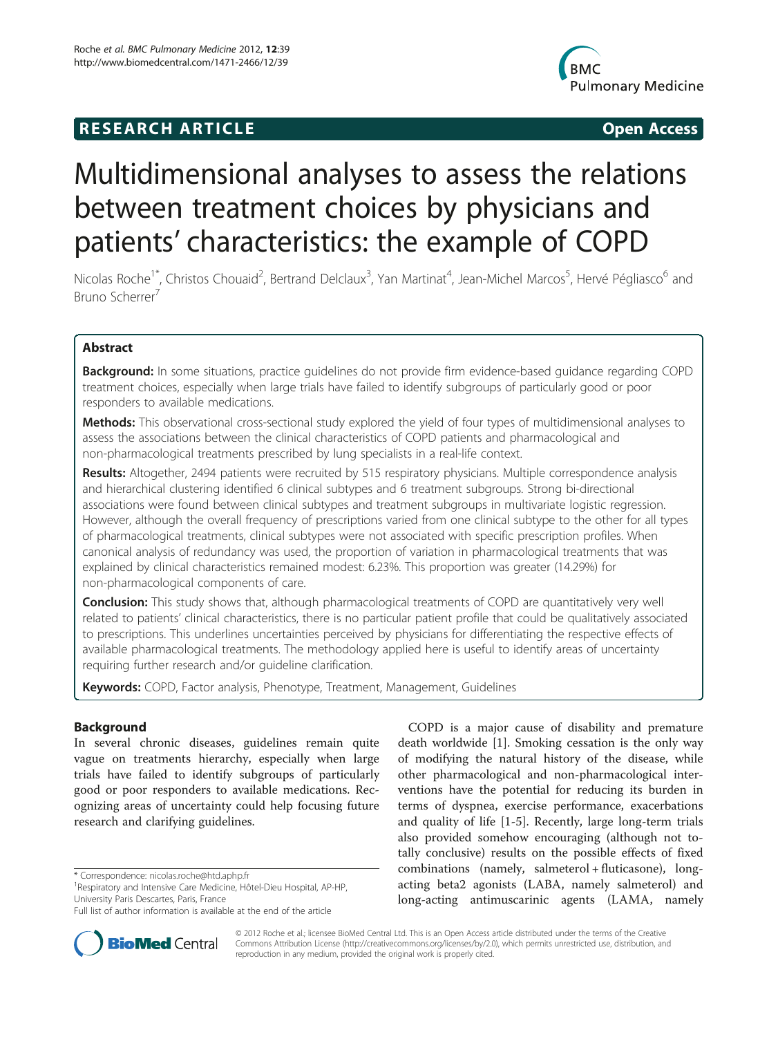**RESEARCH ARTICLE** **Open Access**

# Multidimensional analyses to assess the relations between treatment choices by physicians and patients' characteristics: the example of COPD

Nicolas Roche[1*], Christos Chouaid[2], Bertrand Delclaux[3], Yan Martinat[4], Jean-Michel Marcos[5], Hervé Pégliasco[6] and Bruno Scherrer[7]

## Abstract

**Background:** In some situations, practice guidelines do not provide firm evidence-based guidance regarding COPD treatment choices, especially when large trials have failed to identify subgroups of particularly good or poor responders to available medications.

**Methods:** This observational cross-sectional study explored the yield of four types of multidimensional analyses to assess the associations between the clinical characteristics of COPD patients and pharmacological and non-pharmacological treatments prescribed by lung specialists in a real-life context.

**Results:** Altogether, 2494 patients were recruited by 515 respiratory physicians. Multiple correspondence analysis and hierarchical clustering identified 6 clinical subtypes and 6 treatment subgroups. Strong bi-directional associations were found between clinical subtypes and treatment subgroups in multivariate logistic regression. However, although the overall frequency of prescriptions varied from one clinical subtype to the other for all types of pharmacological treatments, clinical subtypes were not associated with specific prescription profiles. When canonical analysis of redundancy was used, the proportion of variation in pharmacological treatments that was explained by clinical characteristics remained modest: 6.23%. This proportion was greater (14.29%) for non-pharmacological components of care.

**Conclusion:** This study shows that, although pharmacological treatments of COPD are quantitatively very well related to patients' clinical characteristics, there is no particular patient profile that could be qualitatively associated to prescriptions. This underlines uncertainties perceived by physicians for differentiating the respective effects of available pharmacological treatments. The methodology applied here is useful to identify areas of uncertainty requiring further research and/or guideline clarification.

**Keywords:** COPD, Factor analysis, Phenotype, Treatment, Management, Guidelines

## Background

In several chronic diseases, guidelines remain quite vague on treatments hierarchy, especially when large trials have failed to identify subgroups of particularly good or poor responders to available medications. Recognizing areas of uncertainty could help focusing future research and clarifying guidelines.

COPD is a major cause of disability and premature death worldwide [1]. Smoking cessation is the only way of modifying the natural history of the disease, while other pharmacological and non-pharmacological interventions have the potential for reducing its burden in terms of dyspnea, exercise performance, exacerbations and quality of life [1-5]. Recently, large long-term trials also provided somehow encouraging (although not totally conclusive) results on the possible effects of fixed combinations (namely, salmeterol + fluticasone), long-acting beta2 agonists (LABA, namely salmeterol) and long-acting antimuscarinic agents (LAMA, namely

\* Correspondence: nicolas.roche@htd.aphp.fr
[1]Respiratory and Intensive Care Medicine, Hôtel-Dieu Hospital, AP-HP, University Paris Descartes, Paris, France
Full list of author information is available at the end of the article

© 2012 Roche et al.; licensee BioMed Central Ltd. This is an Open Access article distributed under the terms of the Creative Commons Attribution License (http://creativecommons.org/licenses/by/2.0), which permits unrestricted use, distribution, and reproduction in any medium, provided the original work is properly cited.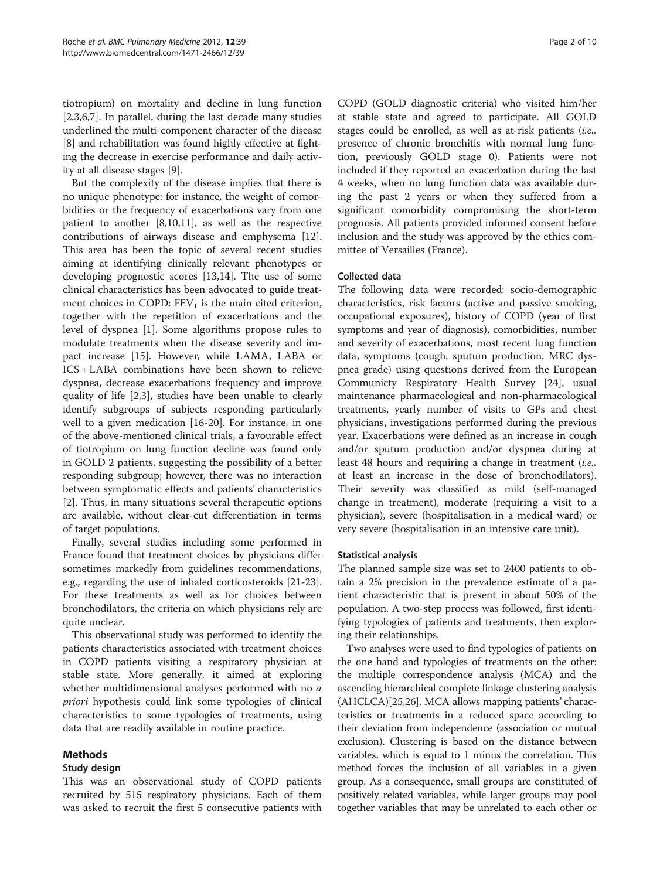tiotropium) on mortality and decline in lung function [2,3,6,7]. In parallel, during the last decade many studies underlined the multi-component character of the disease [8] and rehabilitation was found highly effective at fighting the decrease in exercise performance and daily activity at all disease stages [9].

But the complexity of the disease implies that there is no unique phenotype: for instance, the weight of comorbidities or the frequency of exacerbations vary from one patient to another [8,10,11], as well as the respective contributions of airways disease and emphysema [12]. This area has been the topic of several recent studies aiming at identifying clinically relevant phenotypes or developing prognostic scores [13,14]. The use of some clinical characteristics has been advocated to guide treatment choices in COPD: $FEV_1$ is the main cited criterion, together with the repetition of exacerbations and the level of dyspnea [1]. Some algorithms propose rules to modulate treatments when the disease severity and impact increase [15]. However, while LAMA, LABA or ICS + LABA combinations have been shown to relieve dyspnea, decrease exacerbations frequency and improve quality of life [2,3], studies have been unable to clearly identify subgroups of subjects responding particularly well to a given medication [16-20]. For instance, in one of the above-mentioned clinical trials, a favourable effect of tiotropium on lung function decline was found only in GOLD 2 patients, suggesting the possibility of a better responding subgroup; however, there was no interaction between symptomatic effects and patients' characteristics [2]. Thus, in many situations several therapeutic options are available, without clear-cut differentiation in terms of target populations.

Finally, several studies including some performed in France found that treatment choices by physicians differ sometimes markedly from guidelines recommendations, e.g., regarding the use of inhaled corticosteroids [21-23]. For these treatments as well as for choices between bronchodilators, the criteria on which physicians rely are quite unclear.

This observational study was performed to identify the patients characteristics associated with treatment choices in COPD patients visiting a respiratory physician at stable state. More generally, it aimed at exploring whether multidimensional analyses performed with no *a priori* hypothesis could link some typologies of clinical characteristics to some typologies of treatments, using data that are readily available in routine practice.

## Methods

### Study design

This was an observational study of COPD patients recruited by 515 respiratory physicians. Each of them was asked to recruit the first 5 consecutive patients with COPD (GOLD diagnostic criteria) who visited him/her at stable state and agreed to participate. All GOLD stages could be enrolled, as well as at-risk patients (*i.e.,* presence of chronic bronchitis with normal lung function, previously GOLD stage 0). Patients were not included if they reported an exacerbation during the last 4 weeks, when no lung function data was available during the past 2 years or when they suffered from a significant comorbidity compromising the short-term prognosis. All patients provided informed consent before inclusion and the study was approved by the ethics committee of Versailles (France).

### Collected data

The following data were recorded: socio-demographic characteristics, risk factors (active and passive smoking, occupational exposures), history of COPD (year of first symptoms and year of diagnosis), comorbidities, number and severity of exacerbations, most recent lung function data, symptoms (cough, sputum production, MRC dyspnea grade) using questions derived from the European Communicty Respiratory Health Survey [24], usual maintenance pharmacological and non-pharmacological treatments, yearly number of visits to GPs and chest physicians, investigations performed during the previous year. Exacerbations were defined as an increase in cough and/or sputum production and/or dyspnea during at least 48 hours and requiring a change in treatment (*i.e.,* at least an increase in the dose of bronchodilators). Their severity was classified as mild (self-managed change in treatment), moderate (requiring a visit to a physician), severe (hospitalisation in a medical ward) or very severe (hospitalisation in an intensive care unit).

### Statistical analysis

The planned sample size was set to 2400 patients to obtain a 2% precision in the prevalence estimate of a patient characteristic that is present in about 50% of the population. A two-step process was followed, first identifying typologies of patients and treatments, then exploring their relationships.

Two analyses were used to find typologies of patients on the one hand and typologies of treatments on the other: the multiple correspondence analysis (MCA) and the ascending hierarchical complete linkage clustering analysis (AHCLCA)[25,26]. MCA allows mapping patients' characteristics or treatments in a reduced space according to their deviation from independence (association or mutual exclusion). Clustering is based on the distance between variables, which is equal to 1 minus the correlation. This method forces the inclusion of all variables in a given group. As a consequence, small groups are constituted of positively related variables, while larger groups may pool together variables that may be unrelated to each other or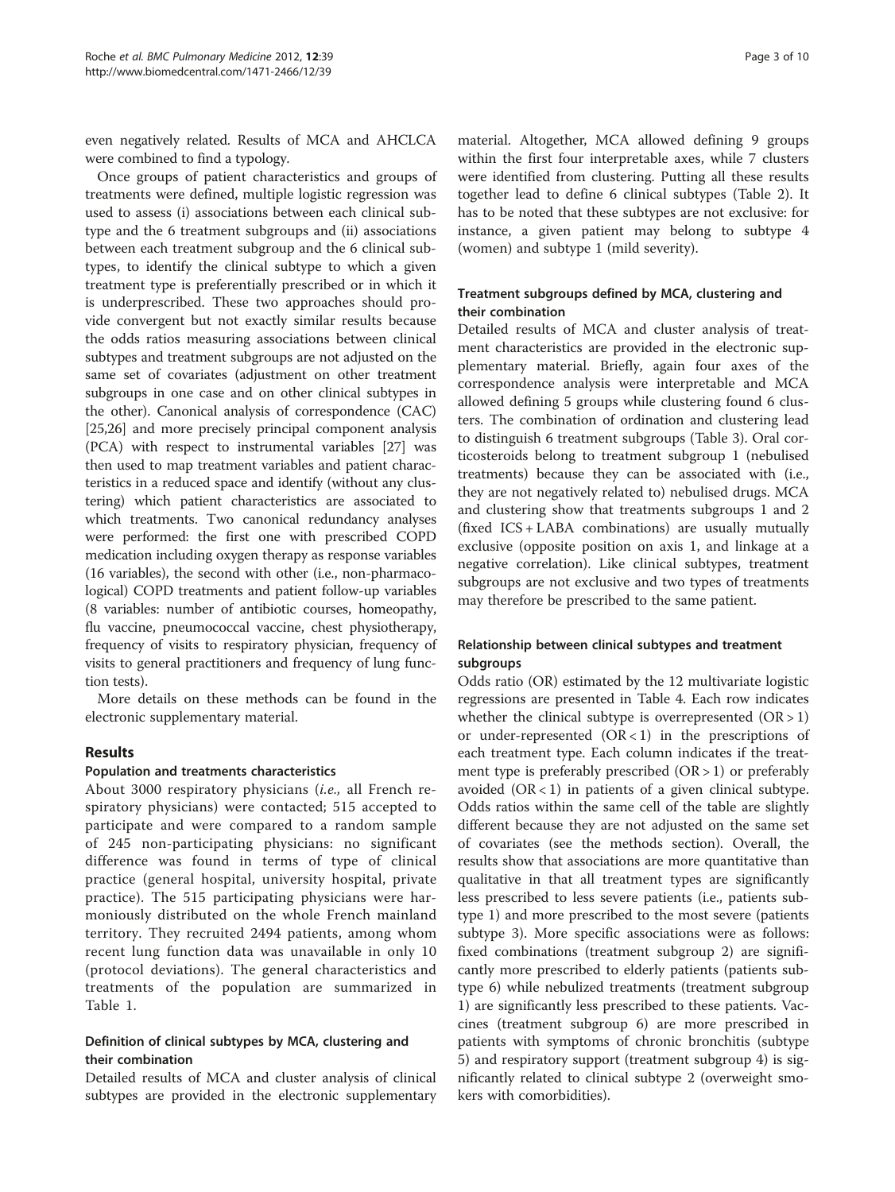even negatively related. Results of MCA and AHCLCA were combined to find a typology.

Once groups of patient characteristics and groups of treatments were defined, multiple logistic regression was used to assess (i) associations between each clinical subtype and the 6 treatment subgroups and (ii) associations between each treatment subgroup and the 6 clinical subtypes, to identify the clinical subtype to which a given treatment type is preferentially prescribed or in which it is underprescribed. These two approaches should provide convergent but not exactly similar results because the odds ratios measuring associations between clinical subtypes and treatment subgroups are not adjusted on the same set of covariates (adjustment on other treatment subgroups in one case and on other clinical subtypes in the other). Canonical analysis of correspondence (CAC) [25,26] and more precisely principal component analysis (PCA) with respect to instrumental variables [27] was then used to map treatment variables and patient characteristics in a reduced space and identify (without any clustering) which patient characteristics are associated to which treatments. Two canonical redundancy analyses were performed: the first one with prescribed COPD medication including oxygen therapy as response variables (16 variables), the second with other (i.e., non-pharmacological) COPD treatments and patient follow-up variables (8 variables: number of antibiotic courses, homeopathy, flu vaccine, pneumococcal vaccine, chest physiotherapy, frequency of visits to respiratory physician, frequency of visits to general practitioners and frequency of lung function tests).

More details on these methods can be found in the electronic supplementary material.

## Results

### Population and treatments characteristics

About 3000 respiratory physicians (*i.e.,* all French respiratory physicians) were contacted; 515 accepted to participate and were compared to a random sample of 245 non-participating physicians: no significant difference was found in terms of type of clinical practice (general hospital, university hospital, private practice). The 515 participating physicians were harmoniously distributed on the whole French mainland territory. They recruited 2494 patients, among whom recent lung function data was unavailable in only 10 (protocol deviations). The general characteristics and treatments of the population are summarized in Table 1.

### Definition of clinical subtypes by MCA, clustering and their combination

Detailed results of MCA and cluster analysis of clinical subtypes are provided in the electronic supplementary material. Altogether, MCA allowed defining 9 groups within the first four interpretable axes, while 7 clusters were identified from clustering. Putting all these results together lead to define 6 clinical subtypes (Table 2). It has to be noted that these subtypes are not exclusive: for instance, a given patient may belong to subtype 4 (women) and subtype 1 (mild severity).

### Treatment subgroups defined by MCA, clustering and their combination

Detailed results of MCA and cluster analysis of treatment characteristics are provided in the electronic supplementary material. Briefly, again four axes of the correspondence analysis were interpretable and MCA allowed defining 5 groups while clustering found 6 clusters. The combination of ordination and clustering lead to distinguish 6 treatment subgroups (Table 3). Oral corticosteroids belong to treatment subgroup 1 (nebulised treatments) because they can be associated with (i.e., they are not negatively related to) nebulised drugs. MCA and clustering show that treatments subgroups 1 and 2 (fixed ICS + LABA combinations) are usually mutually exclusive (opposite position on axis 1, and linkage at a negative correlation). Like clinical subtypes, treatment subgroups are not exclusive and two types of treatments may therefore be prescribed to the same patient.

### Relationship between clinical subtypes and treatment subgroups

Odds ratio (OR) estimated by the 12 multivariate logistic regressions are presented in Table 4. Each row indicates whether the clinical subtype is overrepresented (OR > 1) or under-represented (OR < 1) in the prescriptions of each treatment type. Each column indicates if the treatment type is preferably prescribed (OR > 1) or preferably avoided (OR < 1) in patients of a given clinical subtype. Odds ratios within the same cell of the table are slightly different because they are not adjusted on the same set of covariates (see the methods section). Overall, the results show that associations are more quantitative than qualitative in that all treatment types are significantly less prescribed to less severe patients (i.e., patients subtype 1) and more prescribed to the most severe (patients subtype 3). More specific associations were as follows: fixed combinations (treatment subgroup 2) are significantly more prescribed to elderly patients (patients subtype 6) while nebulized treatments (treatment subgroup 1) are significantly less prescribed to these patients. Vaccines (treatment subgroup 6) are more prescribed in patients with symptoms of chronic bronchitis (subtype 5) and respiratory support (treatment subgroup 4) is significantly related to clinical subtype 2 (overweight smokers with comorbidities).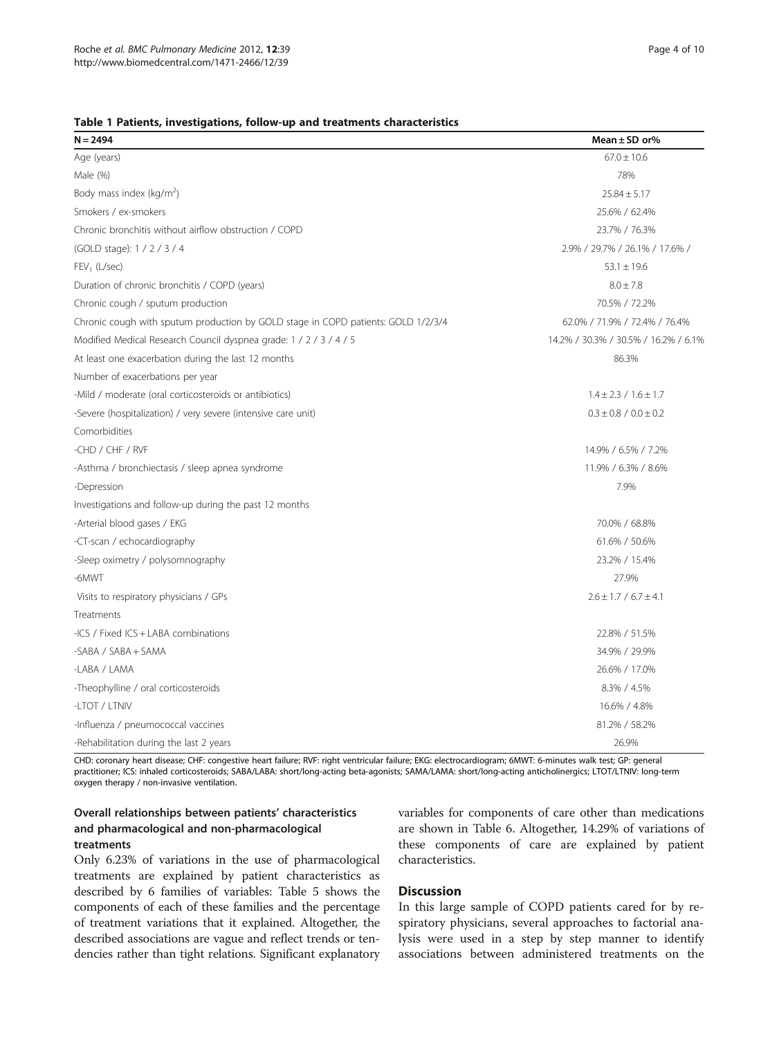**Table 1 Patients, investigations, follow-up and treatments characteristics**

| N = 2494 | Mean ± SD or% |
|---|---|
| Age (years) | 67.0 ± 10.6 |
| Male (%) | 78% |
| Body mass index (kg/m$^2$) | 25.84 ± 5.17 |
| Smokers / ex-smokers | 25.6% / 62.4% |
| Chronic bronchitis without airflow obstruction / COPD | 23.7% / 76.3% |
| (GOLD stage): 1 / 2 / 3 / 4 | 2.9% / 29.7% / 26.1% / 17.6% / |
| $FEV_1$ (L/sec) | 53.1 ± 19.6 |
| Duration of chronic bronchitis / COPD (years) | 8.0 ± 7.8 |
| Chronic cough / sputum production | 70.5% / 72.2% |
| Chronic cough with sputum production by GOLD stage in COPD patients: GOLD 1/2/3/4 | 62.0% / 71.9% / 72.4% / 76.4% |
| Modified Medical Research Council dyspnea grade: 1 / 2 / 3 / 4 / 5 | 14.2% / 30.3% / 30.5% / 16.2% / 6.1% |
| At least one exacerbation during the last 12 months | 86.3% |
| Number of exacerbations per year | |
| -Mild / moderate (oral corticosteroids or antibiotics) | 1.4 ± 2.3 / 1.6 ± 1.7 |
| -Severe (hospitalization) / very severe (intensive care unit) | 0.3 ± 0.8 / 0.0 ± 0.2 |
| Comorbidities | |
| -CHD / CHF / RVF | 14.9% / 6.5% / 7.2% |
| -Asthma / bronchiectasis / sleep apnea syndrome | 11.9% / 6.3% / 8.6% |
| -Depression | 7.9% |
| Investigations and follow-up during the past 12 months | |
| -Arterial blood gases / EKG | 70.0% / 68.8% |
| -CT-scan / echocardiography | 61.6% / 50.6% |
| -Sleep oximetry / polysomnography | 23.2% / 15.4% |
| -6MWT | 27.9% |
| Visits to respiratory physicians / GPs | 2.6 ± 1.7 / 6.7 ± 4.1 |
| Treatments | |
| -ICS / Fixed ICS + LABA combinations | 22.8% / 51.5% |
| -SABA / SABA + SAMA | 34.9% / 29.9% |
| -LABA / LAMA | 26.6% / 17.0% |
| -Theophylline / oral corticosteroids | 8.3% / 4.5% |
| -LTOT / LTNIV | 16.6% / 4.8% |
| -Influenza / pneumococcal vaccines | 81.2% / 58.2% |
| -Rehabilitation during the last 2 years | 26.9% |

CHD: coronary heart disease; CHF: congestive heart failure; RVF: right ventricular failure; EKG: electrocardiogram; 6MWT: 6-minutes walk test; GP: general practitioner; ICS: inhaled corticosteroids; SABA/LABA: short/long-acting beta-agonists; SAMA/LAMA: short/long-acting anticholinergics; LTOT/LTNIV: long-term oxygen therapy / non-invasive ventilation.

### Overall relationships between patients' characteristics and pharmacological and non-pharmacological treatments

Only 6.23% of variations in the use of pharmacological treatments are explained by patient characteristics as described by 6 families of variables: Table 5 shows the components of each of these families and the percentage of treatment variations that it explained. Altogether, the described associations are vague and reflect trends or tendencies rather than tight relations. Significant explanatory variables for components of care other than medications are shown in Table 6. Altogether, 14.29% of variations of these components of care are explained by patient characteristics.

## Discussion

In this large sample of COPD patients cared for by respiratory physicians, several approaches to factorial analysis were used in a step by step manner to identify associations between administered treatments on the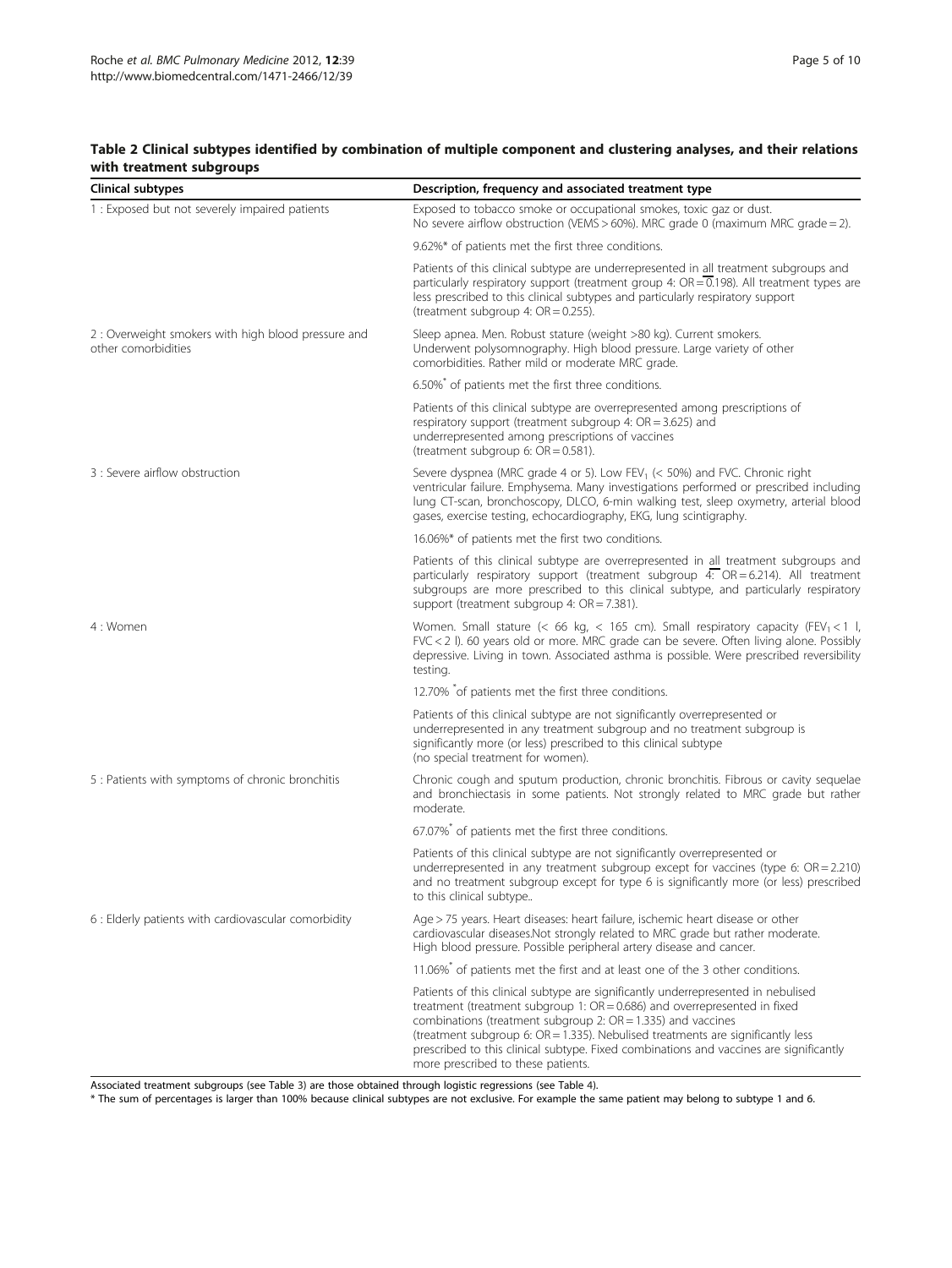**Table 2 Clinical subtypes identified by combination of multiple component and clustering analyses, and their relations with treatment subgroups**

| Clinical subtypes | Description, frequency and associated treatment type |
|---|---|
| 1 : Exposed but not severely impaired patients | Exposed to tobacco smoke or occupational smokes, toxic gaz or dust. No severe airflow obstruction (VEMS > 60%). MRC grade 0 (maximum MRC grade = 2). |
| | 9.62%* of patients met the first three conditions. |
| | Patients of this clinical subtype are underrepresented in all treatment subgroups and particularly respiratory support (treatment group 4: OR = 0.198). All treatment types are less prescribed to this clinical subtypes and particularly respiratory support (treatment subgroup 4: OR = 0.255). |
| 2 : Overweight smokers with high blood pressure and other comorbidities | Sleep apnea. Men. Robust stature (weight >80 kg). Current smokers. Underwent polysomnography. High blood pressure. Large variety of other comorbidities. Rather mild or moderate MRC grade. |
| | 6.50%* of patients met the first three conditions. |
| | Patients of this clinical subtype are overrepresented among prescriptions of respiratory support (treatment subgroup 4: OR = 3.625) and underrepresented among prescriptions of vaccines (treatment subgroup 6: OR = 0.581). |
| 3 : Severe airflow obstruction | Severe dyspnea (MRC grade 4 or 5). Low $FEV_1$ (< 50%) and FVC. Chronic right ventricular failure. Emphysema. Many investigations performed or prescribed including lung CT-scan, bronchoscopy, DLCO, 6-min walking test, sleep oxymetry, arterial blood gases, exercise testing, echocardiography, EKG, lung scintigraphy. |
| | 16.06%* of patients met the first two conditions. |
| | Patients of this clinical subtype are overrepresented in all treatment subgroups and particularly respiratory support (treatment subgroup 4: OR = 6.214). All treatment subgroups are more prescribed to this clinical subtype, and particularly respiratory support (treatment subgroup 4: OR = 7.381). |
| 4 : Women | Women. Small stature (< 66 kg, < 165 cm). Small respiratory capacity ($FEV_1$ < 1 l, FVC < 2 l). 60 years old or more. MRC grade can be severe. Often living alone. Possibly depressive. Living in town. Associated asthma is possible. Were prescribed reversibility testing. |
| | 12.70% *of patients met the first three conditions. |
| | Patients of this clinical subtype are not significantly overrepresented or underrepresented in any treatment subgroup and no treatment subgroup is significantly more (or less) prescribed to this clinical subtype (no special treatment for women). |
| 5 : Patients with symptoms of chronic bronchitis | Chronic cough and sputum production, chronic bronchitis. Fibrous or cavity sequelae and bronchiectasis in some patients. Not strongly related to MRC grade but rather moderate. |
| | 67.07%* of patients met the first three conditions. |
| | Patients of this clinical subtype are not significantly overrepresented or underrepresented in any treatment subgroup except for vaccines (type 6: OR = 2.210) and no treatment subgroup except for type 6 is significantly more (or less) prescribed to this clinical subtype.. |
| 6 : Elderly patients with cardiovascular comorbidity | Age > 75 years. Heart diseases: heart failure, ischemic heart disease or other cardiovascular diseases.Not strongly related to MRC grade but rather moderate. High blood pressure. Possible peripheral artery disease and cancer. |
| | 11.06%* of patients met the first and at least one of the 3 other conditions. |
| | Patients of this clinical subtype are significantly underrepresented in nebulised treatment (treatment subgroup 1: OR = 0.686) and overrepresented in fixed combinations (treatment subgroup 2: OR = 1.335) and vaccines (treatment subgroup 6: OR = 1.335). Nebulised treatments are significantly less prescribed to this clinical subtype. Fixed combinations and vaccines are significantly more prescribed to these patients. |

Associated treatment subgroups (see Table 3) are those obtained through logistic regressions (see Table 4).

\* The sum of percentages is larger than 100% because clinical subtypes are not exclusive. For example the same patient may belong to subtype 1 and 6.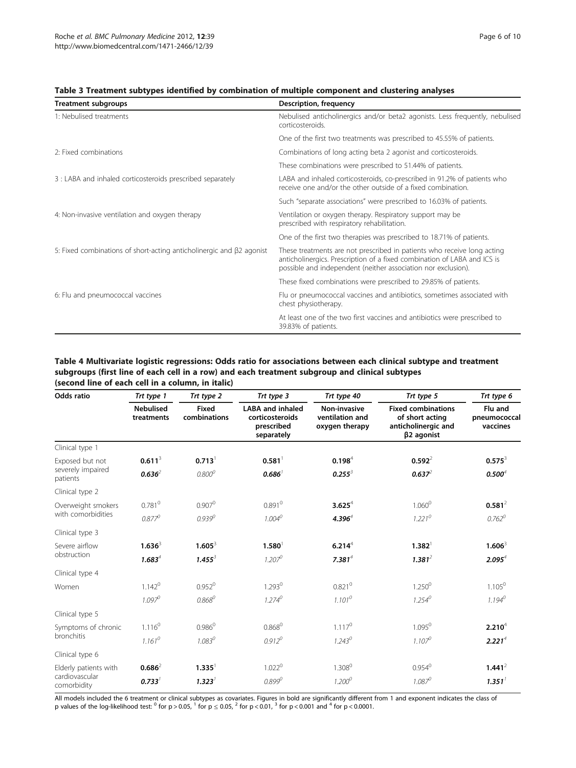**Table 3 Treatment subtypes identified by combination of multiple component and clustering analyses**

| Treatment subgroups | Description, frequency |
|---|---|
| 1: Nebulised treatments | Nebulised anticholinergics and/or beta2 agonists. Less frequently, nebulised corticosteroids. |
| | One of the first two treatments was prescribed to 45.55% of patients. |
| 2: Fixed combinations | Combinations of long acting beta 2 agonist and corticosteroids. |
| | These combinations were prescribed to 51.44% of patients. |
| 3 : LABA and inhaled corticosteroids prescribed separately | LABA and inhaled corticosteroids, co-prescribed in 91.2% of patients who receive one and/or the other outside of a fixed combination. |
| | Such "separate associations" were prescribed to 16.03% of patients. |
| 4: Non-invasive ventilation and oxygen therapy | Ventilation or oxygen therapy. Respiratory support may be prescribed with respiratory rehabilitation. |
| | One of the first two therapies was prescribed to 18.71% of patients. |
| 5: Fixed combinations of short-acting anticholinergic and β2 agonist | These treatments are not prescribed in patients who receive long acting anticholinergics. Prescription of a fixed combination of LABA and ICS is possible and independent (neither association nor exclusion). |
| | These fixed combinations were prescribed to 29.85% of patients. |
| 6: Flu and pneumococcal vaccines | Flu or pneumococcal vaccines and antibiotics, sometimes associated with chest physiotherapy. |
| | At least one of the two first vaccines and antibiotics were prescribed to 39.83% of patients. |

**Table 4 Multivariate logistic regressions: Odds ratio for associations between each clinical subtype and treatment subgroups (first line of each cell in a row) and each treatment subgroup and clinical subtypes (second line of each cell in a column, in italic)**

| Odds ratio | *Trt type 1* | *Trt type 2* | *Trt type 3* | *Trt type 40* | *Trt type 5* | *Trt type 6* |
|---|---|---|---|---|---|---|
| | **Nebulised treatments** | **Fixed combinations** | **LABA and inhaled corticosteroids prescribed separately** | **Non-invasive ventilation and oxygen therapy** | **Fixed combinations of short acting anticholinergic and β2 agonist** | **Flu and pneumococcal vaccines** |
| Clinical type 1 | | | | | | |
| Exposed but not severely impaired patients | **0.611**$^{3}$ | **0.713**$^{1}$ | **0.581**$^{1}$ | **0.198**$^{4}$ | **0.592**$^{2}$ | **0.575**$^{3}$ |
| | ***0.636***$^{2}$ | *0.800*$^{0}$ | ***0.686***$^{1}$ | ***0.255***$^{3}$ | ***0.637***$^{2}$ | ***0.500***$^{4}$ |
| Clinical type 2 | | | | | | |
| Overweight smokers with comorbidities | 0.781$^{0}$ | 0.907$^{0}$ | 0.891$^{0}$ | **3.625**$^{4}$ | 1.060$^{0}$ | **0.581**$^{2}$ |
| | *0.877*$^{0}$ | *0.939*$^{0}$ | *1.004*$^{0}$ | ***4.396***$^{4}$ | *1.221*$^{0}$ | *0.762*$^{0}$ |
| Clinical type 3 | | | | | | |
| Severe airflow obstruction | **1.636**$^{3}$ | **1.605**$^{3}$ | **1.580**$^{1}$ | **6.214**$^{4}$ | **1.382**$^{1}$ | **1.606**$^{3}$ |
| | ***1.683***$^{4}$ | ***1.455***$^{3}$ | *1.207*$^{0}$ | ***7.381***$^{4}$ | ***1.381***$^{2}$ | ***2.095***$^{4}$ |
| Clinical type 4 | | | | | | |
| Women | 1.142$^{0}$ | 0.952$^{0}$ | 1.293$^{0}$ | 0.821$^{0}$ | 1.250$^{0}$ | 1.105$^{0}$ |
| | *1.097*$^{0}$ | *0.868*$^{0}$ | *1.274*$^{0}$ | *1.101*$^{0}$ | *1.254*$^{0}$ | *1.194*$^{0}$ |
| Clinical type 5 | | | | | | |
| Symptoms of chronic bronchitis | 1.116$^{0}$ | 0.986$^{0}$ | 0.868$^{0}$ | 1.117$^{0}$ | 1.095$^{0}$ | **2.210**$^{4}$ |
| | *1.161*$^{0}$ | *1.083*$^{0}$ | *0.912*$^{0}$ | *1.243*$^{0}$ | *1.107*$^{0}$ | ***2.221***$^{4}$ |
| Clinical type 6 | | | | | | |
| Elderly patients with cardiovascular comorbidity | **0.686**$^{2}$ | **1.335**$^{1}$ | 1.022$^{0}$ | 1.308$^{0}$ | 0.954$^{0}$ | **1.441**$^{2}$ |
| | ***0.733***$^{1}$ | ***1.323***$^{1}$ | *0.899*$^{0}$ | *1.200*$^{0}$ | *1.087*$^{0}$ | ***1.351***$^{1}$ |

All models included the 6 treatment or clinical subtypes as covariates. Figures in bold are significantly different from 1 and exponent indicates the class of p values of the log-likelihood test: $^{0}$ for $p > 0.05$, $^{1}$ for $p \leq 0.05$, $^{2}$ for $p < 0.01$, $^{3}$ for $p < 0.001$ and $^{4}$ for $p < 0.0001$.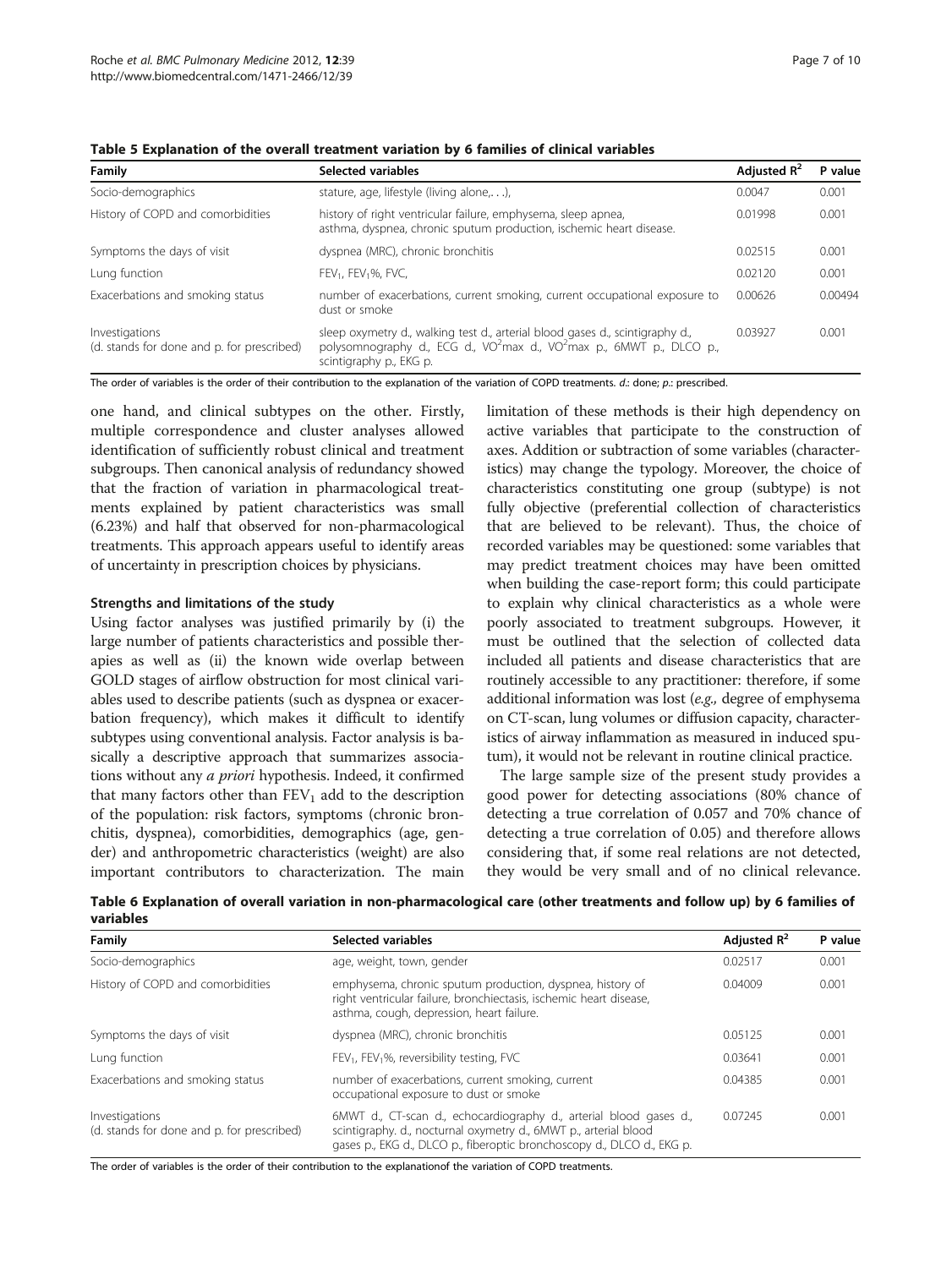**Table 5 Explanation of the overall treatment variation by 6 families of clinical variables**

| Family | Selected variables | Adjusted $R^2$ | P value |
|---|---|---|---|
| Socio-demographics | stature, age, lifestyle (living alone,. . .), | 0.0047 | 0.001 |
| History of COPD and comorbidities | history of right ventricular failure, emphysema, sleep apnea, asthma, dyspnea, chronic sputum production, ischemic heart disease. | 0.01998 | 0.001 |
| Symptoms the days of visit | dyspnea (MRC), chronic bronchitis | 0.02515 | 0.001 |
| Lung function | $FEV_1$, $FEV_1$%, FVC, | 0.02120 | 0.001 |
| Exacerbations and smoking status | number of exacerbations, current smoking, current occupational exposure to dust or smoke | 0.00626 | 0.00494 |
| Investigations (d. stands for done and p. for prescribed) | sleep oxymetry d., walking test d., arterial blood gases d., scintigraphy d., polysomnography d., ECG d., $VO^2$max d., $VO^2$max p., 6MWT p., DLCO p., scintigraphy p., EKG p. | 0.03927 | 0.001 |

The order of variables is the order of their contribution to the explanation of the variation of COPD treatments. *d.*: done; *p.*: prescribed.

one hand, and clinical subtypes on the other. Firstly, multiple correspondence and cluster analyses allowed identification of sufficiently robust clinical and treatment subgroups. Then canonical analysis of redundancy showed that the fraction of variation in pharmacological treatments explained by patient characteristics was small (6.23%) and half that observed for non-pharmacological treatments. This approach appears useful to identify areas of uncertainty in prescription choices by physicians.

### Strengths and limitations of the study

Using factor analyses was justified primarily by (i) the large number of patients characteristics and possible therapies as well as (ii) the known wide overlap between GOLD stages of airflow obstruction for most clinical variables used to describe patients (such as dyspnea or exacerbation frequency), which makes it difficult to identify subtypes using conventional analysis. Factor analysis is basically a descriptive approach that summarizes associations without any *a priori* hypothesis. Indeed, it confirmed that many factors other than $FEV_1$ add to the description of the population: risk factors, symptoms (chronic bronchitis, dyspnea), comorbidities, demographics (age, gender) and anthropometric characteristics (weight) are also important contributors to characterization. The main limitation of these methods is their high dependency on active variables that participate to the construction of axes. Addition or subtraction of some variables (characteristics) may change the typology. Moreover, the choice of characteristics constituting one group (subtype) is not fully objective (preferential collection of characteristics that are believed to be relevant). Thus, the choice of recorded variables may be questioned: some variables that may predict treatment choices may have been omitted when building the case-report form; this could participate to explain why clinical characteristics as a whole were poorly associated to treatment subgroups. However, it must be outlined that the selection of collected data included all patients and disease characteristics that are routinely accessible to any practitioner: therefore, if some additional information was lost (*e.g.,* degree of emphysema on CT-scan, lung volumes or diffusion capacity, characteristics of airway inflammation as measured in induced sputum), it would not be relevant in routine clinical practice.

The large sample size of the present study provides a good power for detecting associations (80% chance of detecting a true correlation of 0.057 and 70% chance of detecting a true correlation of 0.05) and therefore allows considering that, if some real relations are not detected, they would be very small and of no clinical relevance.

**Table 6 Explanation of overall variation in non-pharmacological care (other treatments and follow up) by 6 families of variables**

| Family | Selected variables | Adjusted $R^2$ | P value |
|---|---|---|---|
| Socio-demographics | age, weight, town, gender | 0.02517 | 0.001 |
| History of COPD and comorbidities | emphysema, chronic sputum production, dyspnea, history of right ventricular failure, bronchiectasis, ischemic heart disease, asthma, cough, depression, heart failure. | 0.04009 | 0.001 |
| Symptoms the days of visit | dyspnea (MRC), chronic bronchitis | 0.05125 | 0.001 |
| Lung function | $FEV_1$, $FEV_1$%, reversibility testing, FVC | 0.03641 | 0.001 |
| Exacerbations and smoking status | number of exacerbations, current smoking, current occupational exposure to dust or smoke | 0.04385 | 0.001 |
| Investigations (d. stands for done and p. for prescribed) | 6MWT d., CT-scan d., echocardiography d., arterial blood gases d., scintigraphy. d., nocturnal oxymetry d., 6MWT p., arterial blood gases p., EKG d., DLCO p., fiberoptic bronchoscopy d., DLCO d., EKG p. | 0.07245 | 0.001 |

The order of variables is the order of their contribution to the explanationof the variation of COPD treatments.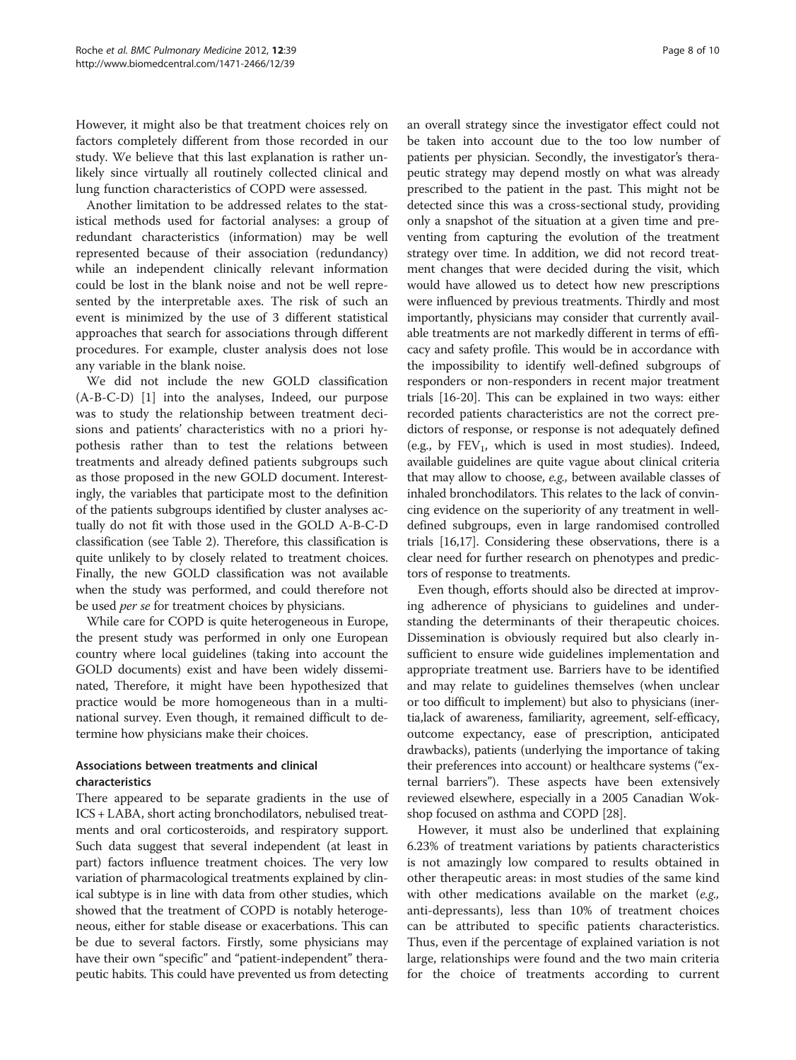However, it might also be that treatment choices rely on factors completely different from those recorded in our study. We believe that this last explanation is rather unlikely since virtually all routinely collected clinical and lung function characteristics of COPD were assessed.

Another limitation to be addressed relates to the statistical methods used for factorial analyses: a group of redundant characteristics (information) may be well represented because of their association (redundancy) while an independent clinically relevant information could be lost in the blank noise and not be well represented by the interpretable axes. The risk of such an event is minimized by the use of 3 different statistical approaches that search for associations through different procedures. For example, cluster analysis does not lose any variable in the blank noise.

We did not include the new GOLD classification (A-B-C-D) [1] into the analyses, Indeed, our purpose was to study the relationship between treatment decisions and patients' characteristics with no a priori hypothesis rather than to test the relations between treatments and already defined patients subgroups such as those proposed in the new GOLD document. Interestingly, the variables that participate most to the definition of the patients subgroups identified by cluster analyses actually do not fit with those used in the GOLD A-B-C-D classification (see Table 2). Therefore, this classification is quite unlikely to by closely related to treatment choices. Finally, the new GOLD classification was not available when the study was performed, and could therefore not be used *per se* for treatment choices by physicians.

While care for COPD is quite heterogeneous in Europe, the present study was performed in only one European country where local guidelines (taking into account the GOLD documents) exist and have been widely disseminated, Therefore, it might have been hypothesized that practice would be more homogeneous than in a multinational survey. Even though, it remained difficult to determine how physicians make their choices.

### Associations between treatments and clinical characteristics

There appeared to be separate gradients in the use of ICS + LABA, short acting bronchodilators, nebulised treatments and oral corticosteroids, and respiratory support. Such data suggest that several independent (at least in part) factors influence treatment choices. The very low variation of pharmacological treatments explained by clinical subtype is in line with data from other studies, which showed that the treatment of COPD is notably heterogeneous, either for stable disease or exacerbations. This can be due to several factors. Firstly, some physicians may have their own "specific" and "patient-independent" therapeutic habits. This could have prevented us from detecting an overall strategy since the investigator effect could not be taken into account due to the too low number of patients per physician. Secondly, the investigator's therapeutic strategy may depend mostly on what was already prescribed to the patient in the past. This might not be detected since this was a cross-sectional study, providing only a snapshot of the situation at a given time and preventing from capturing the evolution of the treatment strategy over time. In addition, we did not record treatment changes that were decided during the visit, which would have allowed us to detect how new prescriptions were influenced by previous treatments. Thirdly and most importantly, physicians may consider that currently available treatments are not markedly different in terms of efficacy and safety profile. This would be in accordance with the impossibility to identify well-defined subgroups of responders or non-responders in recent major treatment trials [16-20]. This can be explained in two ways: either recorded patients characteristics are not the correct predictors of response, or response is not adequately defined (e.g., by $FEV_1$, which is used in most studies). Indeed, available guidelines are quite vague about clinical criteria that may allow to choose, *e.g.,* between available classes of inhaled bronchodilators. This relates to the lack of convincing evidence on the superiority of any treatment in well-defined subgroups, even in large randomised controlled trials [16,17]. Considering these observations, there is a clear need for further research on phenotypes and predictors of response to treatments.

Even though, efforts should also be directed at improving adherence of physicians to guidelines and understanding the determinants of their therapeutic choices. Dissemination is obviously required but also clearly insufficient to ensure wide guidelines implementation and appropriate treatment use. Barriers have to be identified and may relate to guidelines themselves (when unclear or too difficult to implement) but also to physicians (inertia,lack of awareness, familiarity, agreement, self-efficacy, outcome expectancy, ease of prescription, anticipated drawbacks), patients (underlying the importance of taking their preferences into account) or healthcare systems ("external barriers"). These aspects have been extensively reviewed elsewhere, especially in a 2005 Canadian Wokshop focused on asthma and COPD [28].

However, it must also be underlined that explaining 6.23% of treatment variations by patients characteristics is not amazingly low compared to results obtained in other therapeutic areas: in most studies of the same kind with other medications available on the market (*e.g.,* anti-depressants), less than 10% of treatment choices can be attributed to specific patients characteristics. Thus, even if the percentage of explained variation is not large, relationships were found and the two main criteria for the choice of treatments according to current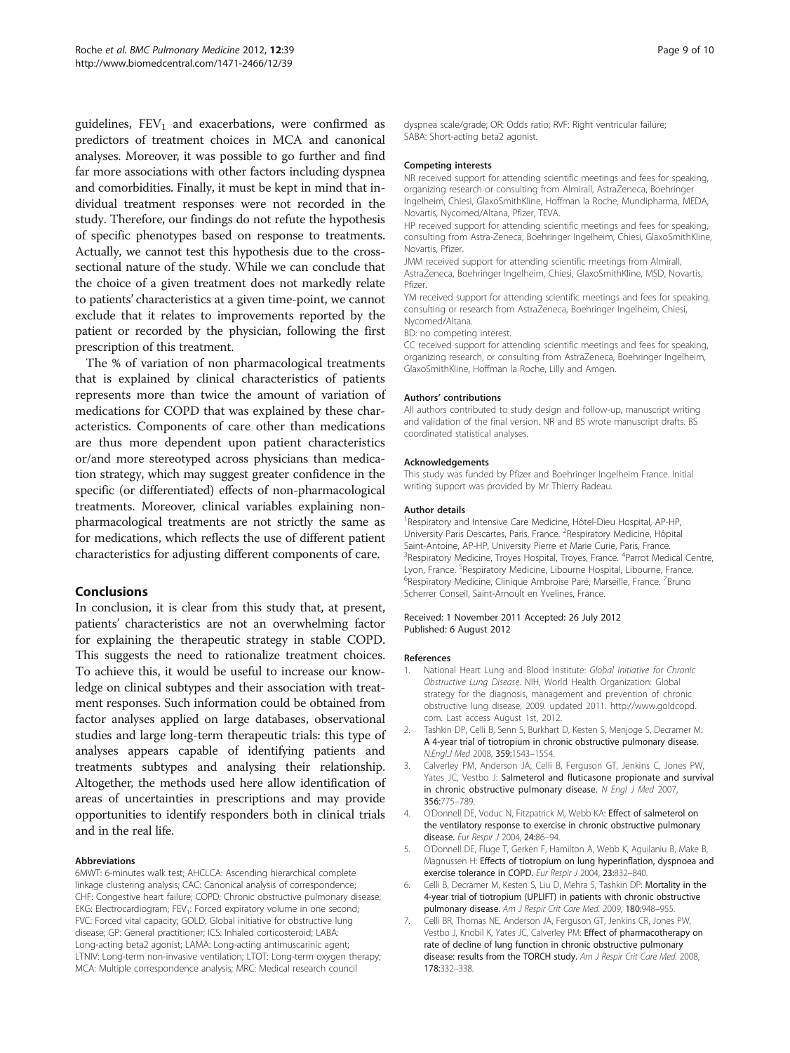guidelines, $FEV_1$ and exacerbations, were confirmed as predictors of treatment choices in MCA and canonical analyses. Moreover, it was possible to go further and find far more associations with other factors including dyspnea and comorbidities. Finally, it must be kept in mind that individual treatment responses were not recorded in the study. Therefore, our findings do not refute the hypothesis of specific phenotypes based on response to treatments. Actually, we cannot test this hypothesis due to the cross-sectional nature of the study. While we can conclude that the choice of a given treatment does not markedly relate to patients' characteristics at a given time-point, we cannot exclude that it relates to improvements reported by the patient or recorded by the physician, following the first prescription of this treatment.

The % of variation of non pharmacological treatments that is explained by clinical characteristics of patients represents more than twice the amount of variation of medications for COPD that was explained by these characteristics. Components of care other than medications are thus more dependent upon patient characteristics or/and more stereotyped across physicians than medication strategy, which may suggest greater confidence in the specific (or differentiated) effects of non-pharmacological treatments. Moreover, clinical variables explaining non-pharmacological treatments are not strictly the same as for medications, which reflects the use of different patient characteristics for adjusting different components of care.

## Conclusions

In conclusion, it is clear from this study that, at present, patients' characteristics are not an overwhelming factor for explaining the therapeutic strategy in stable COPD. This suggests the need to rationalize treatment choices. To achieve this, it would be useful to increase our knowledge on clinical subtypes and their association with treatment responses. Such information could be obtained from factor analyses applied on large databases, observational studies and large long-term therapeutic trials: this type of analyses appears capable of identifying patients and treatments subtypes and analysing their relationship. Altogether, the methods used here allow identification of areas of uncertainties in prescriptions and may provide opportunities to identify responders both in clinical trials and in the real life.

#### Abbreviations

6MWT: 6-minutes walk test; AHCLCA: Ascending hierarchical complete linkage clustering analysis; CAC: Canonical analysis of correspondence; CHF: Congestive heart failure; COPD: Chronic obstructive pulmonary disease; EKG: Electrocardiogram; $FEV_1$: Forced expiratory volume in one second; FVC: Forced vital capacity; GOLD: Global initiative for obstructive lung disease; GP: General practitioner; ICS: Inhaled corticosteroid; LABA: Long-acting beta2 agonist; LAMA: Long-acting antimuscarinic agent; LTNIV: Long-term non-invasive ventilation; LTOT: Long-term oxygen therapy; MCA: Multiple correspondence analysis; MRC: Medical research council dyspnea scale/grade; OR: Odds ratio; RVF: Right ventricular failure; SABA: Short-acting beta2 agonist.

#### Competing interests

NR received support for attending scientific meetings and fees for speaking, organizing research or consulting from Almirall, AstraZeneca, Boehringer Ingelheim, Chiesi, GlaxoSmithKline, Hoffman la Roche, Mundipharma, MEDA, Novartis, Nycomed/Altana, Pfizer, TEVA.

HP received support for attending scientific meetings and fees for speaking, consulting from Astra-Zeneca, Boehringer Ingelheim, Chiesi, GlaxoSmithKline, Novartis, Pfizer.

JMM received support for attending scientific meetings from Almirall, AstraZeneca, Boehringer Ingelheim, Chiesi, GlaxoSmithKline, MSD, Novartis, Pfizer.

YM received support for attending scientific meetings and fees for speaking, consulting or research from AstraZeneca, Boehringer Ingelheim, Chiesi, Nycomed/Altana.

BD: no competing interest.

CC received support for attending scientific meetings and fees for speaking, organizing research, or consulting from AstraZeneca, Boehringer Ingelheim, GlaxoSmithKline, Hoffman la Roche, Lilly and Amgen.

#### Authors' contributions

All authors contributed to study design and follow-up, manuscript writing and validation of the final version. NR and BS wrote manuscript drafts. BS coordinated statistical analyses.

#### Acknowledgements

This study was funded by Pfizer and Boehringer Ingelheim France. Initial writing support was provided by Mr Thierry Radeau.

#### Author details

[1]Respiratory and Intensive Care Medicine, Hôtel-Dieu Hospital, AP-HP, University Paris Descartes, Paris, France. [2]Respiratory Medicine, Hôpital Saint-Antoine, AP-HP, University Pierre et Marie Curie, Paris, France. [3]Respiratory Medicine, Troyes Hospital, Troyes, France. [4]Parrot Medical Centre, Lyon, France. [5]Respiratory Medicine, Libourne Hospital, Libourne, France. [6]Respiratory Medicine, Clinique Ambroise Paré, Marseille, France. [7]Bruno Scherrer Conseil, Saint-Arnoult en Yvelines, France.

Received: 1 November 2011 Accepted: 26 July 2012
Published: 6 August 2012

#### References

1. National Heart Lung and Blood Institute: *Global Initiative for Chronic Obstructive Lung Disease.* NIH, World Health Organization: Global strategy for the diagnosis, management and prevention of chronic obstructive lung disease; 2009. updated 2011. http://www.goldcopd.com. Last access August 1st, 2012.
2. Tashkin DP, Celli B, Senn S, Burkhart D, Kesten S, Menjoge S, Decramer M: **A 4-year trial of tiotropium in chronic obstructive pulmonary disease.** *N.Engl.J Med* 2008, **359:**1543–1554.
3. Calverley PM, Anderson JA, Celli B, Ferguson GT, Jenkins C, Jones PW, Yates JC, Vestbo J: **Salmeterol and fluticasone propionate and survival in chronic obstructive pulmonary disease.** *N Engl J Med* 2007, **356:**775–789.
4. O'Donnell DE, Voduc N, Fitzpatrick M, Webb KA: **Effect of salmeterol on the ventilatory response to exercise in chronic obstructive pulmonary disease.** *Eur Respir J* 2004, **24:**86–94.
5. O'Donnell DE, Fluge T, Gerken F, Hamilton A, Webb K, Aguilaniu B, Make B, Magnussen H: **Effects of tiotropium on lung hyperinflation, dyspnoea and exercise tolerance in COPD.** *Eur Respir J* 2004, **23:**832–840.
6. Celli B, Decramer M, Kesten S, Liu D, Mehra S, Tashkin DP: **Mortality in the 4-year trial of tiotropium (UPLIFT) in patients with chronic obstructive pulmonary disease.** *Am J Respir Crit Care Med.* 2009, **180:**948–955.
7. Celli BR, Thomas NE, Anderson JA, Ferguson GT, Jenkins CR, Jones PW, Vestbo J, Knobil K, Yates JC, Calverley PM: **Effect of pharmacotherapy on rate of decline of lung function in chronic obstructive pulmonary disease: results from the TORCH study.** *Am J Respir Crit Care Med.* 2008, **178:**332–338.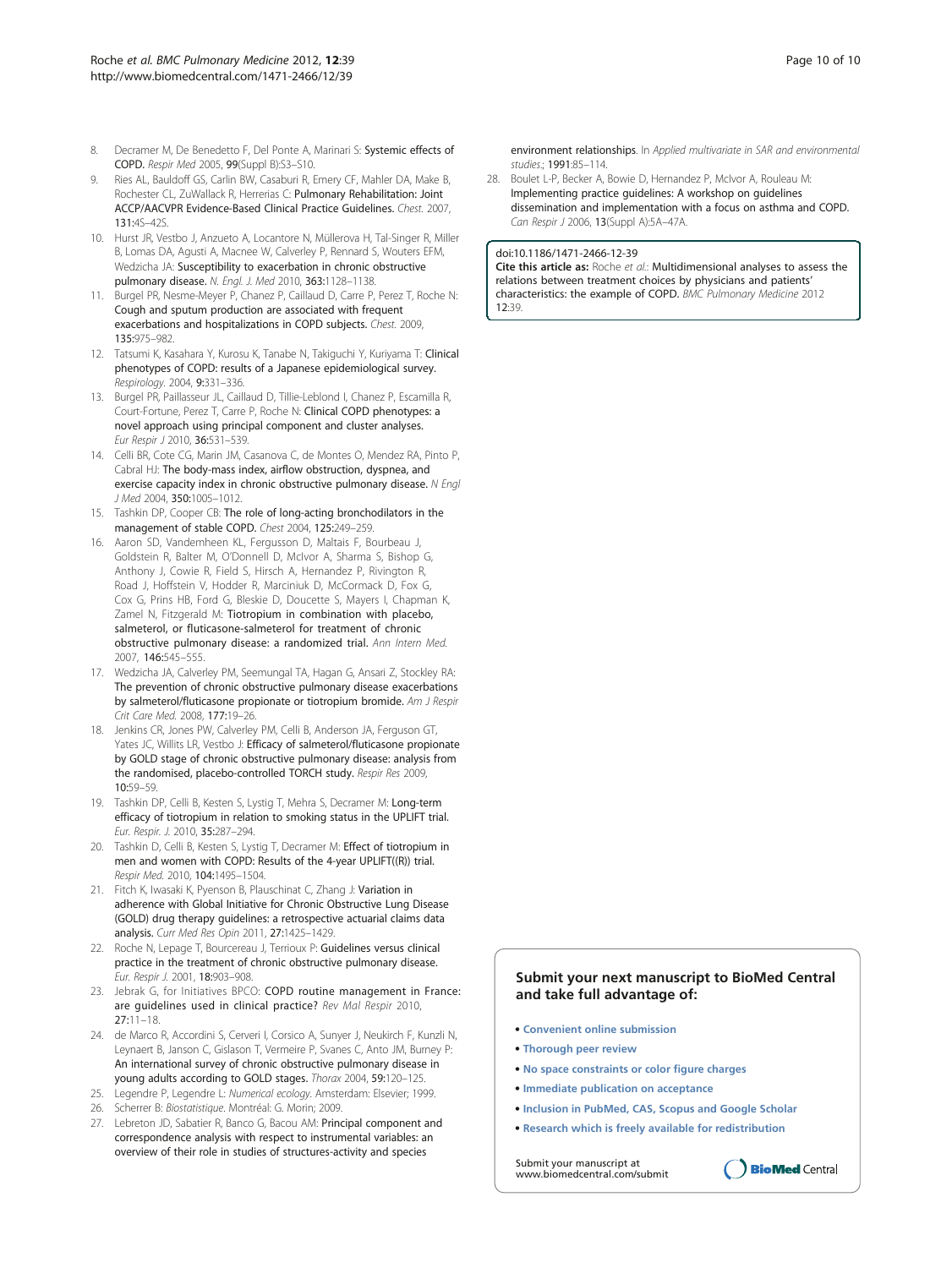8. Decramer M, De Benedetto F, Del Ponte A, Marinari S: **Systemic effects of COPD.** *Respir Med* 2005, **99**(Suppl B):S3–S10.
9. Ries AL, Bauldoff GS, Carlin BW, Casaburi R, Emery CF, Mahler DA, Make B, Rochester CL, ZuWallack R, Herrerias C: **Pulmonary Rehabilitation: Joint ACCP/AACVPR Evidence-Based Clinical Practice Guidelines.** *Chest.* 2007, **131:**4S–42S.
10. Hurst JR, Vestbo J, Anzueto A, Locantore N, Müllerova H, Tal-Singer R, Miller B, Lomas DA, Agusti A, Macnee W, Calverley P, Rennard S, Wouters EFM, Wedzicha JA: **Susceptibility to exacerbation in chronic obstructive pulmonary disease.** *N. Engl. J. Med* 2010, **363:**1128–1138.
11. Burgel PR, Nesme-Meyer P, Chanez P, Caillaud D, Carre P, Perez T, Roche N: **Cough and sputum production are associated with frequent exacerbations and hospitalizations in COPD subjects.** *Chest.* 2009, **135:**975–982.
12. Tatsumi K, Kasahara Y, Kurosu K, Tanabe N, Takiguchi Y, Kuriyama T: **Clinical phenotypes of COPD: results of a Japanese epidemiological survey.** *Respirology.* 2004, **9:**331–336.
13. Burgel PR, Paillasseur JL, Caillaud D, Tillie-Leblond I, Chanez P, Escamilla R, Court-Fortune, Perez T, Carre P, Roche N: **Clinical COPD phenotypes: a novel approach using principal component and cluster analyses.** *Eur Respir J* 2010, **36:**531–539.
14. Celli BR, Cote CG, Marin JM, Casanova C, de Montes O, Mendez RA, Pinto P, Cabral HJ: **The body-mass index, airflow obstruction, dyspnea, and exercise capacity index in chronic obstructive pulmonary disease.** *N Engl J Med* 2004, **350:**1005–1012.
15. Tashkin DP, Cooper CB: **The role of long-acting bronchodilators in the management of stable COPD.** *Chest* 2004, **125:**249–259.
16. Aaron SD, Vandemheen KL, Fergusson D, Maltais F, Bourbeau J, Goldstein R, Balter M, O'Donnell D, McIvor A, Sharma S, Bishop G, Anthony J, Cowie R, Field S, Hirsch A, Hernandez P, Rivington R, Road J, Hoffstein V, Hodder R, Marciniuk D, McCormack D, Fox G, Cox G, Prins HB, Ford G, Bleskie D, Doucette S, Mayers I, Chapman K, Zamel N, Fitzgerald M: **Tiotropium in combination with placebo, salmeterol, or fluticasone-salmeterol for treatment of chronic obstructive pulmonary disease: a randomized trial.** *Ann Intern Med.* 2007, **146:**545–555.
17. Wedzicha JA, Calverley PM, Seemungal TA, Hagan G, Ansari Z, Stockley RA: **The prevention of chronic obstructive pulmonary disease exacerbations by salmeterol/fluticasone propionate or tiotropium bromide.** *Am J Respir Crit Care Med.* 2008, **177:**19–26.
18. Jenkins CR, Jones PW, Calverley PM, Celli B, Anderson JA, Ferguson GT, Yates JC, Willits LR, Vestbo J: **Efficacy of salmeterol/fluticasone propionate by GOLD stage of chronic obstructive pulmonary disease: analysis from the randomised, placebo-controlled TORCH study.** *Respir Res* 2009, **10:**59–59.
19. Tashkin DP, Celli B, Kesten S, Lystig T, Mehra S, Decramer M: **Long-term efficacy of tiotropium in relation to smoking status in the UPLIFT trial.** *Eur. Respir. J.* 2010, **35:**287–294.
20. Tashkin D, Celli B, Kesten S, Lystig T, Decramer M: **Effect of tiotropium in men and women with COPD: Results of the 4-year UPLIFT((R)) trial.** *Respir Med.* 2010, **104:**1495–1504.
21. Fitch K, Iwasaki K, Pyenson B, Plauschinat C, Zhang J: **Variation in adherence with Global Initiative for Chronic Obstructive Lung Disease (GOLD) drug therapy guidelines: a retrospective actuarial claims data analysis.** *Curr Med Res Opin* 2011, **27:**1425–1429.
22. Roche N, Lepage T, Bourcereau J, Terrioux P: **Guidelines versus clinical practice in the treatment of chronic obstructive pulmonary disease.** *Eur. Respir. J.* 2001, **18:**903–908.
23. Jebrak G, for Initiatives BPCO: **COPD routine management in France: are guidelines used in clinical practice?** *Rev Mal Respir* 2010, **27:**11–18.
24. de Marco R, Accordini S, Cerveri I, Corsico A, Sunyer J, Neukirch F, Kunzli N, Leynaert B, Janson C, Gislason T, Vermeire P, Svanes C, Anto JM, Burney P: **An international survey of chronic obstructive pulmonary disease in young adults according to GOLD stages.** *Thorax* 2004, **59:**120–125.
25. Legendre P, Legendre L: *Numerical ecology.* Amsterdam: Elsevier; 1999.
26. Scherrer B: *Biostatistique.* Montréal: G. Morin; 2009.
27. Lebreton JD, Sabatier R, Banco G, Bacou AM: **Principal component and correspondence analysis with respect to instrumental variables: an overview of their role in studies of structures-activity and species environment relationships.** In *Applied multivariate in SAR and environmental studies.*; 1991:85–114.
28. Boulet L-P, Becker A, Bowie D, Hernandez P, McIvor A, Rouleau M: **Implementing practice guidelines: A workshop on guidelines dissemination and implementation with a focus on asthma and COPD.** *Can Respir J* 2006, **13**(Suppl A):5A–47A.

doi:10.1186/1471-2466-12-39

**Cite this article as:** Roche *et al.*: Multidimensional analyses to assess the relations between treatment choices by physicians and patients' characteristics: the example of COPD. *BMC Pulmonary Medicine* 2012 12:39.